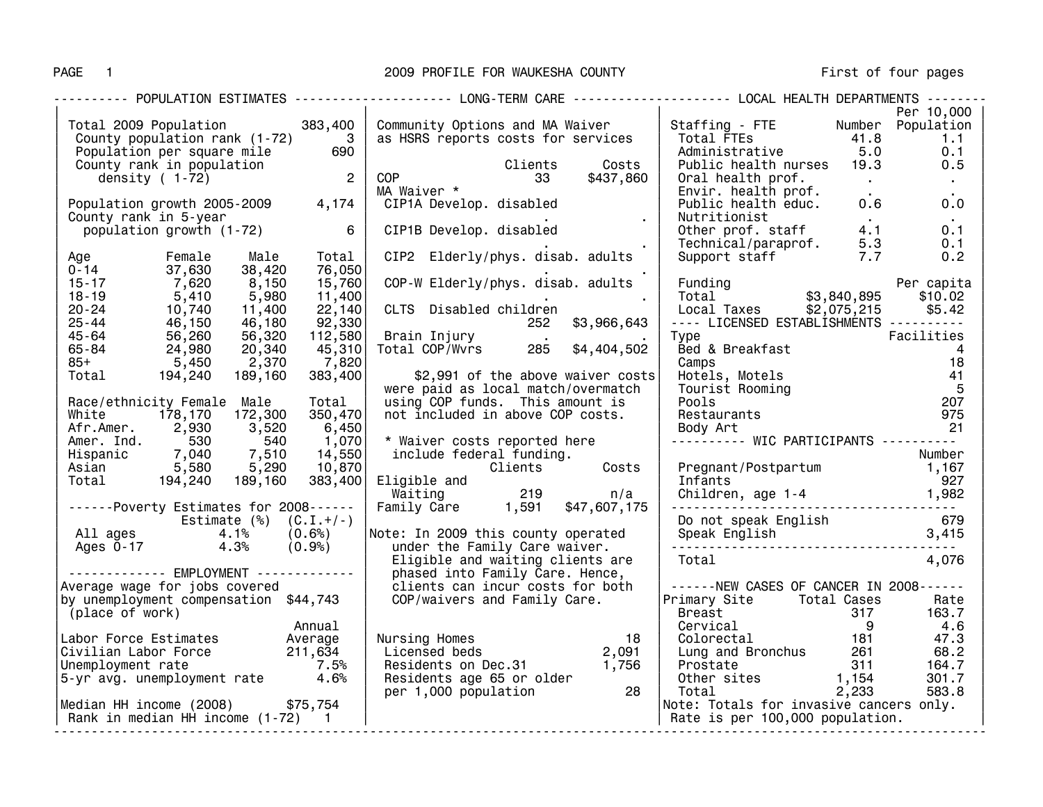# 2009 PROFILE FOR WAUKESHA COUNTY

## POPULATION ESTIMATES

| | |
|---|---|
| Total 2009 Population | 383,400 |
| County population rank (1-72) | 3 |
| Population per square mile | 690 |
| County rank in population density ( 1-72) | 2 |
| Population growth 2005-2009 | 4,174 |
| County rank in 5-year population growth (1-72) | 6 |

| Age | Female | Male | Total |
|---|---|---|---|
| 0-14 | 37,630 | 38,420 | 76,050 |
| 15-17 | 7,620 | 8,150 | 15,760 |
| 18-19 | 5,410 | 5,980 | 11,400 |
| 20-24 | 10,740 | 11,400 | 22,140 |
| 25-44 | 46,150 | 46,180 | 92,330 |
| 45-64 | 56,260 | 56,320 | 112,580 |
| 65-84 | 24,980 | 20,340 | 45,310 |
| 85+ | 5,450 | 2,370 | 7,820 |
| Total | 194,240 | 189,160 | 383,400 |

| Race/ethnicity | Female | Male | Total |
|---|---|---|---|
| White | 178,170 | 172,300 | 350,470 |
| Afr.Amer. | 2,930 | 3,520 | 6,450 |
| Amer. Ind. | 530 | 540 | 1,070 |
| Hispanic | 7,040 | 7,510 | 14,550 |
| Asian | 5,580 | 5,290 | 10,870 |
| Total | 194,240 | 189,160 | 383,400 |

### Poverty Estimates for 2008

| | Estimate (%) | (C.I.+/-) |
|---|---|---|
| All ages | 4.1% | (0.6%) |
| Ages 0-17 | 4.3% | (0.9%) |

## EMPLOYMENT

Average wage for jobs covered by unemployment compensation (place of work): $44,743

| Labor Force Estimates | Annual Average |
|---|---|
| Civilian Labor Force | 211,634 |
| Unemployment rate | 7.5% |
| 5-yr avg. unemployment rate | 4.6% |

Median HH income (2008): $75,754
Rank in median HH income (1-72): 1

## LONG-TERM CARE

Community Options and MA Waiver as HSRS reports costs for services

| | Clients | Costs |
|---|---|---|
| COP | 33 | $437,860 |
| MA Waiver * | | |
| CIP1A Develop. disabled | . | . |
| CIP1B Develop. disabled | . | . |
| CIP2 Elderly/phys. disab. adults | . | . |
| COP-W Elderly/phys. disab. adults | . | . |
| CLTS Disabled children | 252 | $3,966,643 |
| Brain Injury | . | . |
| Total COP/Wvrs | 285 | $4,404,502 |

$2,991 of the above waiver costs were paid as local match/overmatch using COP funds. This amount is not included in above COP costs.

* Waiver costs reported here include federal funding.

| | Clients | Costs |
|---|---|---|
| Eligible and Waiting | 219 | n/a |
| Family Care | 1,591 | $47,607,175 |

Note: In 2009 this county operated under the Family Care waiver. Eligible and waiting clients are phased into Family Care. Hence, clients can incur costs for both COP/waivers and Family Care.

| | |
|---|---|
| Nursing Homes | 18 |
| Licensed beds | 2,091 |
| Residents on Dec.31 | 1,756 |
| Residents age 65 or older per 1,000 population | 28 |

## LOCAL HEALTH DEPARTMENTS

| Staffing - FTE | Number | Per 10,000 Population |
|---|---|---|
| Total FTEs | 41.8 | 1.1 |
| Administrative | 5.0 | 0.1 |
| Public health nurses | 19.3 | 0.5 |
| Oral health prof. | . | . |
| Envir. health prof. | . | . |
| Public health educ. | 0.6 | 0.0 |
| Nutritionist | . | . |
| Other prof. staff | 4.1 | 0.1 |
| Technical/paraprof. | 5.3 | 0.1 |
| Support staff | 7.7 | 0.2 |

| Funding | | Per capita |
|---|---|---|
| Total | $3,840,895 | $10.02 |
| Local Taxes | $2,075,215 | $5.42 |

## LICENSED ESTABLISHMENTS

| Type | Facilities |
|---|---|
| Bed & Breakfast | 4 |
| Camps | 18 |
| Hotels, Motels | 41 |
| Tourist Rooming | 5 |
| Pools | 207 |
| Restaurants | 975 |
| Body Art | 21 |

## WIC PARTICIPANTS

| | Number |
|---|---|
| Pregnant/Postpartum | 1,167 |
| Infants | 927 |
| Children, age 1-4 | 1,982 |
| Do not speak English | 679 |
| Speak English | 3,415 |
| Total | 4,076 |

## NEW CASES OF CANCER IN 2008

| Primary Site | Total Cases | Rate |
|---|---|---|
| Breast | 317 | 163.7 |
| Cervical | 9 | 4.6 |
| Colorectal | 181 | 47.3 |
| Lung and Bronchus | 261 | 68.2 |
| Prostate | 311 | 164.7 |
| Other sites | 1,154 | 301.7 |
| Total | 2,233 | 583.8 |

Note: Totals for invasive cancers only. Rate is per 100,000 population.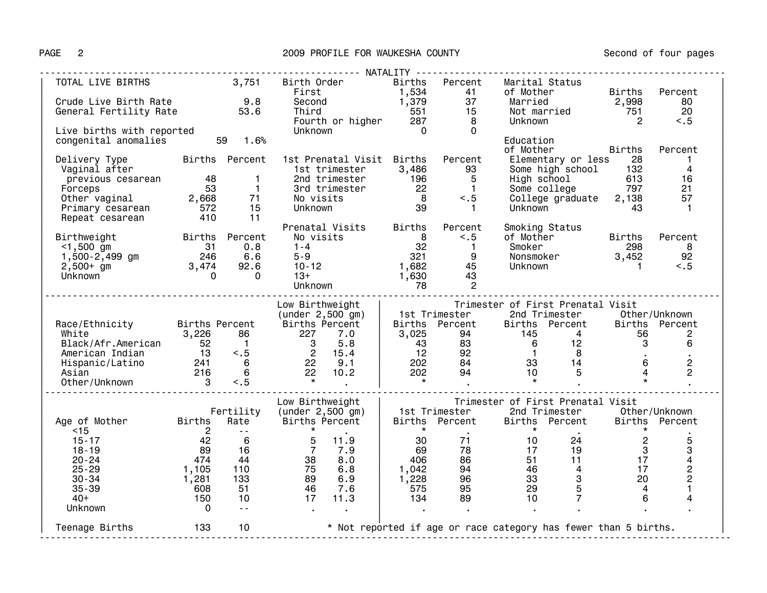# 2009 PROFILE FOR WAUKESHA COUNTY

## NATALITY

TOTAL LIVE BIRTHS 3,751

| | |
|---|---|
| Crude Live Birth Rate | 9.8 |
| General Fertility Rate | 53.6 |

Live births with reported congenital anomalies 59 1.6%

| Delivery Type | Births | Percent |
|---|---|---|
| Vaginal after previous cesarean | 48 | 1 |
| Forceps | 53 | 1 |
| Other vaginal | 2,668 | 71 |
| Primary cesarean | 572 | 15 |
| Repeat cesarean | 410 | 11 |

| Birthweight | Births | Percent |
|---|---|---|
| <1,500 gm | 31 | 0.8 |
| 1,500-2,499 gm | 246 | 6.6 |
| 2,500+ gm | 3,474 | 92.6 |
| Unknown | 0 | 0 |

| Birth Order | Births | Percent |
|---|---|---|
| First | 1,534 | 41 |
| Second | 1,379 | 37 |
| Third | 551 | 15 |
| Fourth or higher | 287 | 8 |
| Unknown | 0 | 0 |

| 1st Prenatal Visit | Births | Percent |
|---|---|---|
| 1st trimester | 3,486 | 93 |
| 2nd trimester | 196 | 5 |
| 3rd trimester | 22 | 1 |
| No visits | 8 | <.5 |
| Unknown | 39 | 1 |

| Prenatal Visits | Births | Percent |
|---|---|---|
| No visits | 8 | <.5 |
| 1-4 | 32 | 1 |
| 5-9 | 321 | 9 |
| 10-12 | 1,682 | 45 |
| 13+ | 1,630 | 43 |
| Unknown | 78 | 2 |

| Marital Status of Mother | Births | Percent |
|---|---|---|
| Married | 2,998 | 80 |
| Not married | 751 | 20 |
| Unknown | 2 | <.5 |

| Education of Mother | Births | Percent |
|---|---|---|
| Elementary or less | 28 | 1 |
| Some high school | 132 | 4 |
| High school | 613 | 16 |
| Some college | 797 | 21 |
| College graduate | 2,138 | 57 |
| Unknown | 43 | 1 |

| Smoking Status of Mother | Births | Percent |
|---|---|---|
| Smoker | 298 | 8 |
| Nonsmoker | 3,452 | 92 |
| Unknown | 1 | <.5 |

| Race/Ethnicity | Births | Percent | Low Birthweight (under 2,500 gm) Births | Low Birthweight Percent | 1st Trimester Births | 1st Trimester Percent | 2nd Trimester Births | 2nd Trimester Percent | Other/Unknown Births | Other/Unknown Percent |
|---|---|---|---|---|---|---|---|---|---|---|
| White | 3,226 | 86 | 227 | 7.0 | 3,025 | 94 | 145 | 4 | 56 | 2 |
| Black/Afr.American | 52 | 1 | 3 | 5.8 | 43 | 83 | 6 | 12 | 3 | 6 |
| American Indian | 13 | <.5 | 2 | 15.4 | 12 | 92 | 1 | 8 | . | . |
| Hispanic/Latino | 241 | 6 | 22 | 9.1 | 202 | 84 | 33 | 14 | 6 | 2 |
| Asian | 216 | 6 | 22 | 10.2 | 202 | 94 | 10 | 5 | 4 | 2 |
| Other/Unknown | 3 | <.5 | * | . | * | . | * | . | * | . |

| Age of Mother | Births | Fertility Rate | Low Birthweight (under 2,500 gm) Births | Low Birthweight Percent | 1st Trimester Births | 1st Trimester Percent | 2nd Trimester Births | 2nd Trimester Percent | Other/Unknown Births | Other/Unknown Percent |
|---|---|---|---|---|---|---|---|---|---|---|
| <15 | 2 | -- | * | . | * | . | * | . | * | . |
| 15-17 | 42 | 6 | 5 | 11.9 | 30 | 71 | 10 | 24 | 2 | 5 |
| 18-19 | 89 | 16 | 7 | 7.9 | 69 | 78 | 17 | 19 | 3 | 3 |
| 20-24 | 474 | 44 | 38 | 8.0 | 406 | 86 | 51 | 11 | 17 | 4 |
| 25-29 | 1,105 | 110 | 75 | 6.8 | 1,042 | 94 | 46 | 4 | 17 | 2 |
| 30-34 | 1,281 | 133 | 89 | 6.9 | 1,228 | 96 | 33 | 3 | 20 | 2 |
| 35-39 | 608 | 51 | 46 | 7.6 | 575 | 95 | 29 | 5 | 4 | 1 |
| 40+ | 150 | 10 | 17 | 11.3 | 134 | 89 | 10 | 7 | 6 | 4 |
| Unknown | 0 | -- | . | . | . | . | . | . | . | . |
| Teenage Births | 133 | 10 | | | | | | | | |

\* Not reported if age or race category has fewer than 5 births.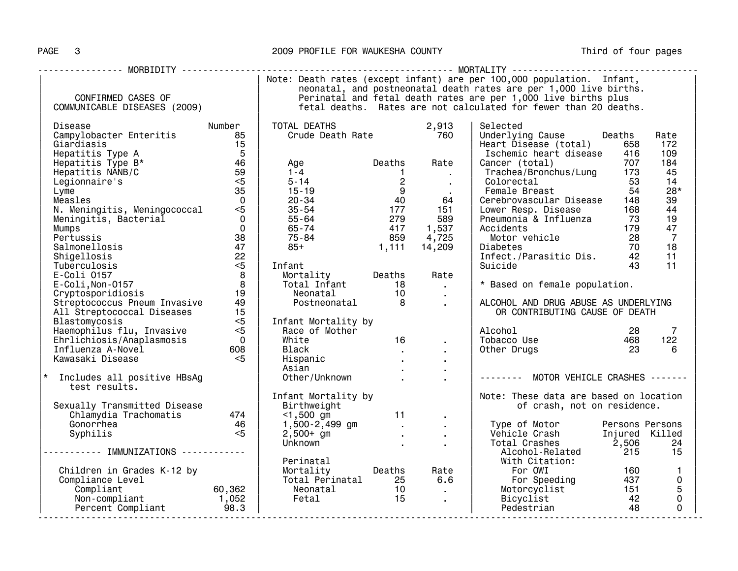# 2009 PROFILE FOR WAUKESHA COUNTY

## MORBIDITY

### CONFIRMED CASES OF COMMUNICABLE DISEASES (2009)

| Disease | Number |
|---|---|
| Campylobacter Enteritis | 85 |
| Giardiasis | 15 |
| Hepatitis Type A | 5 |
| Hepatitis Type B* | 46 |
| Hepatitis NANB/C | 59 |
| Legionnaire's | <5 |
| Lyme | 35 |
| Measles | 0 |
| N. Meningitis, Meningococcal | <5 |
| Meningitis, Bacterial | 0 |
| Mumps | 0 |
| Pertussis | 38 |
| Salmonellosis | 47 |
| Shigellosis | 22 |
| Tuberculosis | <5 |
| E-Coli O157 | 8 |
| E-Coli,Non-O157 | 8 |
| Cryptosporidiosis | 19 |
| Streptococcus Pneum Invasive | 49 |
| All Streptococcal Diseases | 15 |
| Blastomycosis | <5 |
| Haemophilus flu, Invasive | <5 |
| Ehrlichiosis/Anaplasmosis | 0 |
| Influenza A-Novel | 608 |
| Kawasaki Disease | <5 |

\* Includes all positive HBsAg test results.

| Sexually Transmitted Disease | Number |
|---|---|
| Chlamydia Trachomatis | 474 |
| Gonorrhea | 46 |
| Syphilis | <5 |

### IMMUNIZATIONS

| Children in Grades K-12 by Compliance Level | |
|---|---|
| Compliant | 60,362 |
| Non-compliant | 1,052 |
| Percent Compliant | 98.3 |

## MORTALITY

Note: Death rates (except infant) are per 100,000 population. Infant, neonatal, and postneonatal death rates are per 1,000 live births. Perinatal and fetal death rates are per 1,000 live births plus fetal deaths. Rates are not calculated for fewer than 20 deaths.

| TOTAL DEATHS | 2,913 |
|---|---|
| Crude Death Rate | 760 |

| Age | Deaths | Rate |
|---|---|---|
| 1-4 | 1 | . |
| 5-14 | 2 | . |
| 15-19 | 9 | . |
| 20-34 | 40 | 64 |
| 35-54 | 177 | 151 |
| 55-64 | 279 | 589 |
| 65-74 | 417 | 1,537 |
| 75-84 | 859 | 4,725 |
| 85+ | 1,111 | 14,209 |

| Infant Mortality | Deaths | Rate |
|---|---|---|
| Total Infant | 18 | . |
| Neonatal | 10 | . |
| Postneonatal | 8 | . |

| Infant Mortality by Race of Mother | Deaths | Rate |
|---|---|---|
| White | 16 | . |
| Black | . | . |
| Hispanic | . | . |
| Asian | . | . |
| Other/Unknown | . | . |

| Infant Mortality by Birthweight | Deaths | Rate |
|---|---|---|
| <1,500 gm | 11 | . |
| 1,500-2,499 gm | . | . |
| 2,500+ gm | . | . |
| Unknown | . | . |

| Perinatal Mortality | Deaths | Rate |
|---|---|---|
| Total Perinatal | 25 | 6.6 |
| Neonatal | 10 | . |
| Fetal | 15 | . |

| Selected Underlying Cause | Deaths | Rate |
|---|---|---|
| Heart Disease (total) | 658 | 172 |
| Ischemic heart disease | 416 | 109 |
| Cancer (total) | 707 | 184 |
| Trachea/Bronchus/Lung | 173 | 45 |
| Colorectal | 53 | 14 |
| Female Breast | 54 | 28* |
| Cerebrovascular Disease | 148 | 39 |
| Lower Resp. Disease | 168 | 44 |
| Pneumonia & Influenza | 73 | 19 |
| Accidents | 179 | 47 |
| Motor vehicle | 28 | 7 |
| Diabetes | 70 | 18 |
| Infect./Parasitic Dis. | 42 | 11 |
| Suicide | 43 | 11 |

\* Based on female population.

### ALCOHOL AND DRUG ABUSE AS UNDERLYING OR CONTRIBUTING CAUSE OF DEATH

| | Deaths | Rate |
|---|---|---|
| Alcohol | 28 | 7 |
| Tobacco Use | 468 | 122 |
| Other Drugs | 23 | 6 |

### MOTOR VEHICLE CRASHES

Note: These data are based on location of crash, not on residence.

| Type of Motor Vehicle Crash | Persons Injured | Persons Killed |
|---|---|---|
| Total Crashes | 2,506 | 24 |
| Alcohol-Related | 215 | 15 |
| With Citation: | | |
| For OWI | 160 | 1 |
| For Speeding | 437 | 0 |
| Motorcyclist | 151 | 5 |
| Bicyclist | 42 | 0 |
| Pedestrian | 48 | 0 |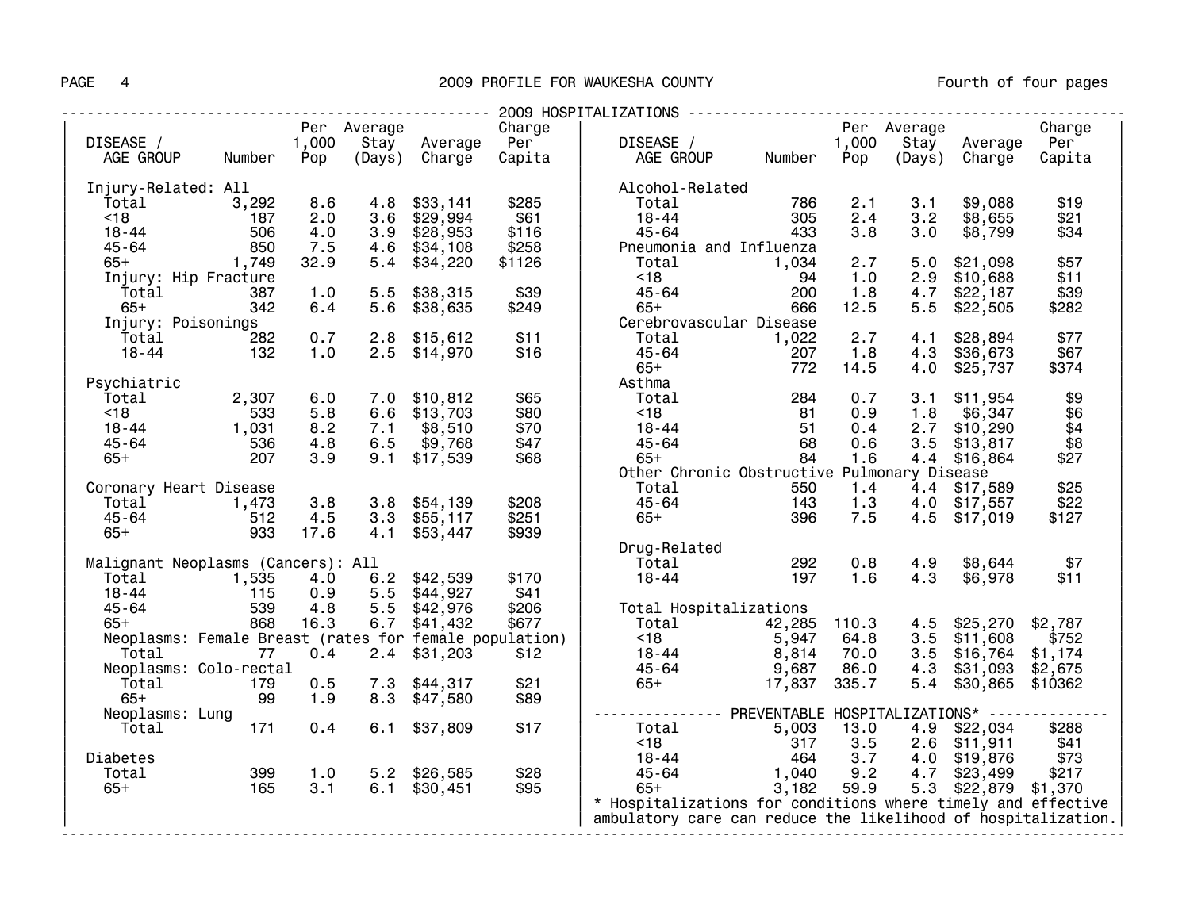## 2009 PROFILE FOR WAUKESHA COUNTY

### 2009 HOSPITALIZATIONS

| DISEASE / AGE GROUP | Number | Per 1,000 Pop | Average Stay (Days) | Average Charge | Charge Per Capita |
|---|---|---|---|---|---|
| **Injury-Related: All** | | | | | |
| Total | 3,292 | 8.6 | 4.8 | $33,141 | $285 |
| <18 | 187 | 2.0 | 3.6 | $29,994 | $61 |
| 18-44 | 506 | 4.0 | 3.9 | $28,953 | $116 |
| 45-64 | 850 | 7.5 | 4.6 | $34,108 | $258 |
| 65+ | 1,749 | 32.9 | 5.4 | $34,220 | $1126 |
| Injury: Hip Fracture | | | | | |
| Total | 387 | 1.0 | 5.5 | $38,315 | $39 |
| 65+ | 342 | 6.4 | 5.6 | $38,635 | $249 |
| Injury: Poisonings | | | | | |
| Total | 282 | 0.7 | 2.8 | $15,612 | $11 |
| 18-44 | 132 | 1.0 | 2.5 | $14,970 | $16 |
| **Psychiatric** | | | | | |
| Total | 2,307 | 6.0 | 7.0 | $10,812 | $65 |
| <18 | 533 | 5.8 | 6.6 | $13,703 | $80 |
| 18-44 | 1,031 | 8.2 | 7.1 | $8,510 | $70 |
| 45-64 | 536 | 4.8 | 6.5 | $9,768 | $47 |
| 65+ | 207 | 3.9 | 9.1 | $17,539 | $68 |
| **Coronary Heart Disease** | | | | | |
| Total | 1,473 | 3.8 | 3.8 | $54,139 | $208 |
| 45-64 | 512 | 4.5 | 3.3 | $55,117 | $251 |
| 65+ | 933 | 17.6 | 4.1 | $53,447 | $939 |
| **Malignant Neoplasms (Cancers): All** | | | | | |
| Total | 1,535 | 4.0 | 6.2 | $42,539 | $170 |
| 18-44 | 115 | 0.9 | 5.5 | $44,927 | $41 |
| 45-64 | 539 | 4.8 | 5.5 | $42,976 | $206 |
| 65+ | 868 | 16.3 | 6.7 | $41,432 | $677 |
| Neoplasms: Female Breast (rates for female population) | | | | | |
| Total | 77 | 0.4 | 2.4 | $31,203 | $12 |
| Neoplasms: Colo-rectal | | | | | |
| Total | 179 | 0.5 | 7.3 | $44,317 | $21 |
| 65+ | 99 | 1.9 | 8.3 | $47,580 | $89 |
| Neoplasms: Lung | | | | | |
| Total | 171 | 0.4 | 6.1 | $37,809 | $17 |
| **Diabetes** | | | | | |
| Total | 399 | 1.0 | 5.2 | $26,585 | $28 |
| 65+ | 165 | 3.1 | 6.1 | $30,451 | $95 |
| **Alcohol-Related** | | | | | |
| Total | 786 | 2.1 | 3.1 | $9,088 | $19 |
| 18-44 | 305 | 2.4 | 3.2 | $8,655 | $21 |
| 45-64 | 433 | 3.8 | 3.0 | $8,799 | $34 |
| **Pneumonia and Influenza** | | | | | |
| Total | 1,034 | 2.7 | 5.0 | $21,098 | $57 |
| <18 | 94 | 1.0 | 2.9 | $10,688 | $11 |
| 45-64 | 200 | 1.8 | 4.7 | $22,187 | $39 |
| 65+ | 666 | 12.5 | 5.5 | $22,505 | $282 |
| **Cerebrovascular Disease** | | | | | |
| Total | 1,022 | 2.7 | 4.1 | $28,894 | $77 |
| 45-64 | 207 | 1.8 | 4.3 | $36,673 | $67 |
| 65+ | 772 | 14.5 | 4.0 | $25,737 | $374 |
| **Asthma** | | | | | |
| Total | 284 | 0.7 | 3.1 | $11,954 | $9 |
| <18 | 81 | 0.9 | 1.8 | $6,347 | $6 |
| 18-44 | 51 | 0.4 | 2.7 | $10,290 | $4 |
| 45-64 | 68 | 0.6 | 3.5 | $13,817 | $8 |
| 65+ | 84 | 1.6 | 4.4 | $16,864 | $27 |
| **Other Chronic Obstructive Pulmonary Disease** | | | | | |
| Total | 550 | 1.4 | 4.4 | $17,589 | $25 |
| 45-64 | 143 | 1.3 | 4.0 | $17,557 | $22 |
| 65+ | 396 | 7.5 | 4.5 | $17,019 | $127 |
| **Drug-Related** | | | | | |
| Total | 292 | 0.8 | 4.9 | $8,644 | $7 |
| 18-44 | 197 | 1.6 | 4.3 | $6,978 | $11 |
| **Total Hospitalizations** | | | | | |
| Total | 42,285 | 110.3 | 4.5 | $25,270 | $2,787 |
| <18 | 5,947 | 64.8 | 3.5 | $11,608 | $752 |
| 18-44 | 8,814 | 70.0 | 3.5 | $16,764 | $1,174 |
| 45-64 | 9,687 | 86.0 | 4.3 | $31,093 | $2,675 |
| 65+ | 17,837 | 335.7 | 5.4 | $30,865 | $10362 |

### PREVENTABLE HOSPITALIZATIONS*

| AGE GROUP | Number | Per 1,000 Pop | Average Stay (Days) | Average Charge | Charge Per Capita |
|---|---|---|---|---|---|
| Total | 5,003 | 13.0 | 4.9 | $22,034 | $288 |
| <18 | 317 | 3.5 | 2.6 | $11,911 | $41 |
| 18-44 | 464 | 3.7 | 4.0 | $19,876 | $73 |
| 45-64 | 1,040 | 9.2 | 4.7 | $23,499 | $217 |
| 65+ | 3,182 | 59.9 | 5.3 | $22,879 | $1,370 |

* Hospitalizations for conditions where timely and effective ambulatory care can reduce the likelihood of hospitalization.